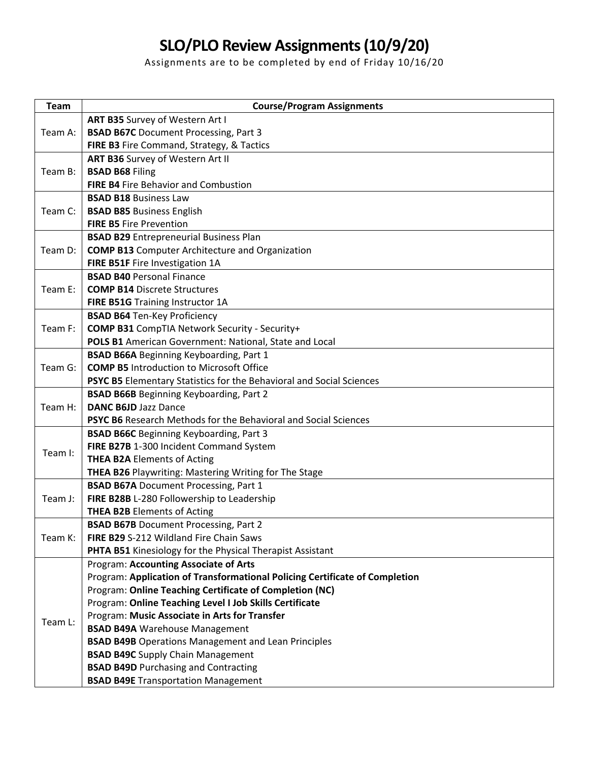# SLO/PLO Review Assignments (10/9/20)

Assignments are to be completed by end of Friday 10/16/20

| Team | Course/Program Assignments |
|---|---|
| Team A: | **ART B35** Survey of Western Art I<br>**BSAD B67C** Document Processing, Part 3<br>**FIRE B3** Fire Command, Strategy, & Tactics |
| Team B: | **ART B36** Survey of Western Art II<br>**BSAD B68** Filing<br>**FIRE B4** Fire Behavior and Combustion |
| Team C: | **BSAD B18** Business Law<br>**BSAD B85** Business English<br>**FIRE B5** Fire Prevention |
| Team D: | **BSAD B29** Entrepreneurial Business Plan<br>**COMP B13** Computer Architecture and Organization<br>**FIRE B51F** Fire Investigation 1A |
| Team E: | **BSAD B40** Personal Finance<br>**COMP B14** Discrete Structures<br>**FIRE B51G** Training Instructor 1A |
| Team F: | **BSAD B64** Ten-Key Proficiency<br>**COMP B31** CompTIA Network Security - Security+<br>**POLS B1** American Government: National, State and Local |
| Team G: | **BSAD B66A** Beginning Keyboarding, Part 1<br>**COMP B5** Introduction to Microsoft Office<br>**PSYC B5** Elementary Statistics for the Behavioral and Social Sciences |
| Team H: | **BSAD B66B** Beginning Keyboarding, Part 2<br>**DANC B6JD** Jazz Dance<br>**PSYC B6** Research Methods for the Behavioral and Social Sciences |
| Team I: | **BSAD B66C** Beginning Keyboarding, Part 3<br>**FIRE B27B** 1-300 Incident Command System<br>**THEA B2A** Elements of Acting<br>**THEA B26** Playwriting: Mastering Writing for The Stage |
| Team J: | **BSAD B67A** Document Processing, Part 1<br>**FIRE B28B** L-280 Followership to Leadership<br>**THEA B2B** Elements of Acting |
| Team K: | **BSAD B67B** Document Processing, Part 2<br>**FIRE B29** S-212 Wildland Fire Chain Saws<br>**PHTA B51** Kinesiology for the Physical Therapist Assistant |
| Team L: | Program: **Accounting Associate of Arts**<br>Program: **Application of Transformational Policing Certificate of Completion**<br>Program: **Online Teaching Certificate of Completion (NC)**<br>Program: **Online Teaching Level I Job Skills Certificate**<br>Program: **Music Associate in Arts for Transfer**<br>**BSAD B49A** Warehouse Management<br>**BSAD B49B** Operations Management and Lean Principles<br>**BSAD B49C** Supply Chain Management<br>**BSAD B49D** Purchasing and Contracting<br>**BSAD B49E** Transportation Management |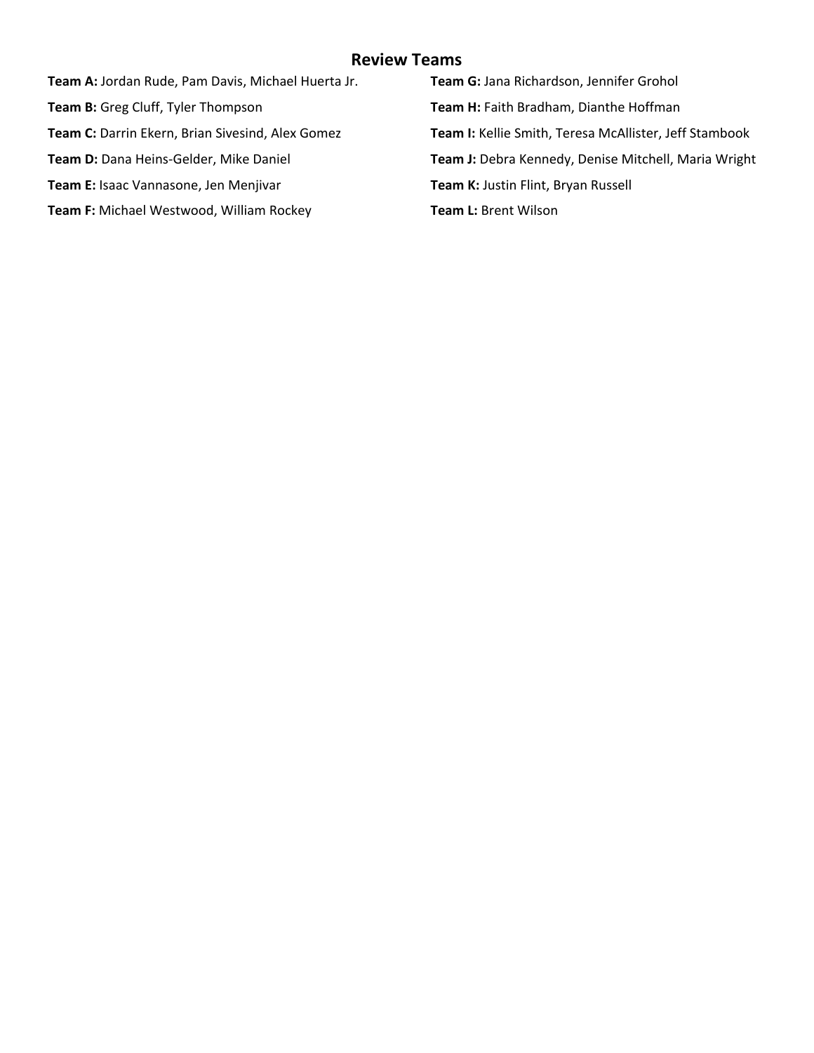## Review Teams

**Team A:** Jordan Rude, Pam Davis, Michael Huerta Jr.

**Team B:** Greg Cluff, Tyler Thompson

**Team C:** Darrin Ekern, Brian Sivesind, Alex Gomez

**Team D:** Dana Heins-Gelder, Mike Daniel

**Team E:** Isaac Vannasone, Jen Menjivar

**Team F:** Michael Westwood, William Rockey

**Team G:** Jana Richardson, Jennifer Grohol

**Team H:** Faith Bradham, Dianthe Hoffman

**Team I:** Kellie Smith, Teresa McAllister, Jeff Stambook

**Team J:** Debra Kennedy, Denise Mitchell, Maria Wright

**Team K:** Justin Flint, Bryan Russell

**Team L:** Brent Wilson